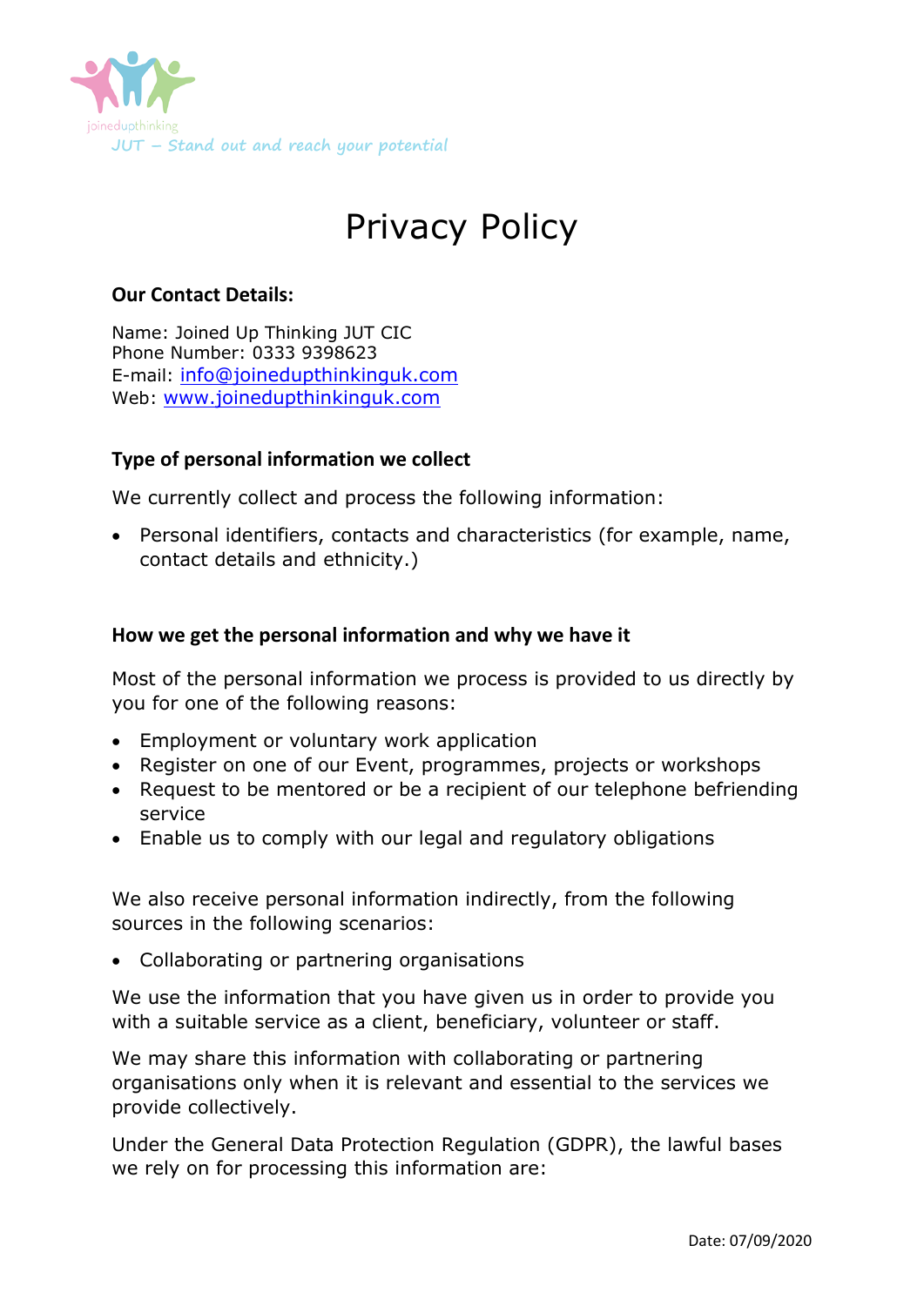joinedupthinking

*JUT – Stand out and reach your potential*

# Privacy Policy

**Our Contact Details:**

Name: Joined Up Thinking JUT CIC
Phone Number: 0333 9398623
E-mail: info@joinedupthinkinguk.com
Web: www.joinedupthinkinguk.com

**Type of personal information we collect**

We currently collect and process the following information:

- Personal identifiers, contacts and characteristics (for example, name, contact details and ethnicity.)

**How we get the personal information and why we have it**

Most of the personal information we process is provided to us directly by you for one of the following reasons:

- Employment or voluntary work application
- Register on one of our Event, programmes, projects or workshops
- Request to be mentored or be a recipient of our telephone befriending service
- Enable us to comply with our legal and regulatory obligations

We also receive personal information indirectly, from the following sources in the following scenarios:

- Collaborating or partnering organisations

We use the information that you have given us in order to provide you with a suitable service as a client, beneficiary, volunteer or staff.

We may share this information with collaborating or partnering organisations only when it is relevant and essential to the services we provide collectively.

Under the General Data Protection Regulation (GDPR), the lawful bases we rely on for processing this information are:

Date: 07/09/2020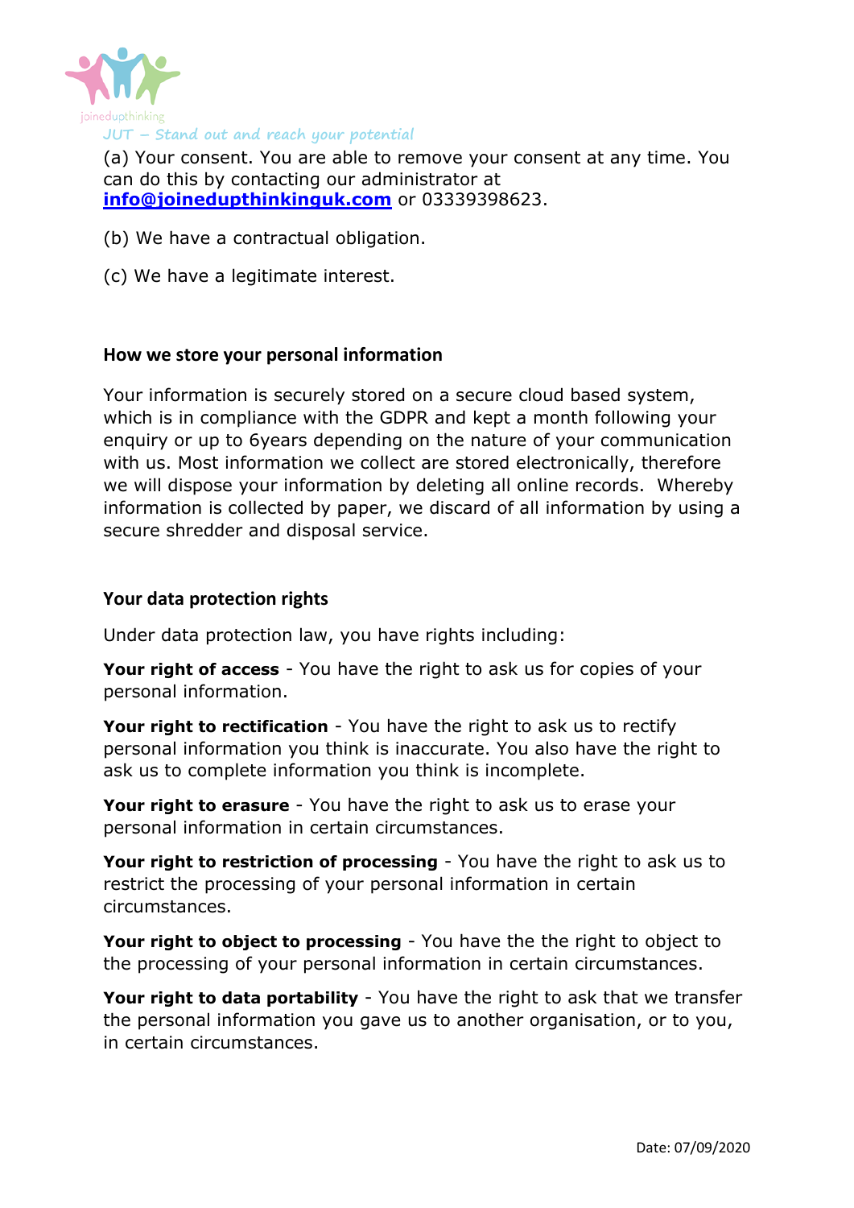(a) Your consent. You are able to remove your consent at any time. You can do this by contacting our administrator at **info@joinedupthinkinguk.com** or 03339398623.

(b) We have a contractual obligation.

(c) We have a legitimate interest.

**How we store your personal information**

Your information is securely stored on a secure cloud based system, which is in compliance with the GDPR and kept a month following your enquiry or up to 6years depending on the nature of your communication with us. Most information we collect are stored electronically, therefore we will dispose your information by deleting all online records. Whereby information is collected by paper, we discard of all information by using a secure shredder and disposal service.

**Your data protection rights**

Under data protection law, you have rights including:

**Your right of access** - You have the right to ask us for copies of your personal information.

**Your right to rectification** - You have the right to ask us to rectify personal information you think is inaccurate. You also have the right to ask us to complete information you think is incomplete.

**Your right to erasure** - You have the right to ask us to erase your personal information in certain circumstances.

**Your right to restriction of processing** - You have the right to ask us to restrict the processing of your personal information in certain circumstances.

**Your right to object to processing** - You have the the right to object to the processing of your personal information in certain circumstances.

**Your right to data portability** - You have the right to ask that we transfer the personal information you gave us to another organisation, or to you, in certain circumstances.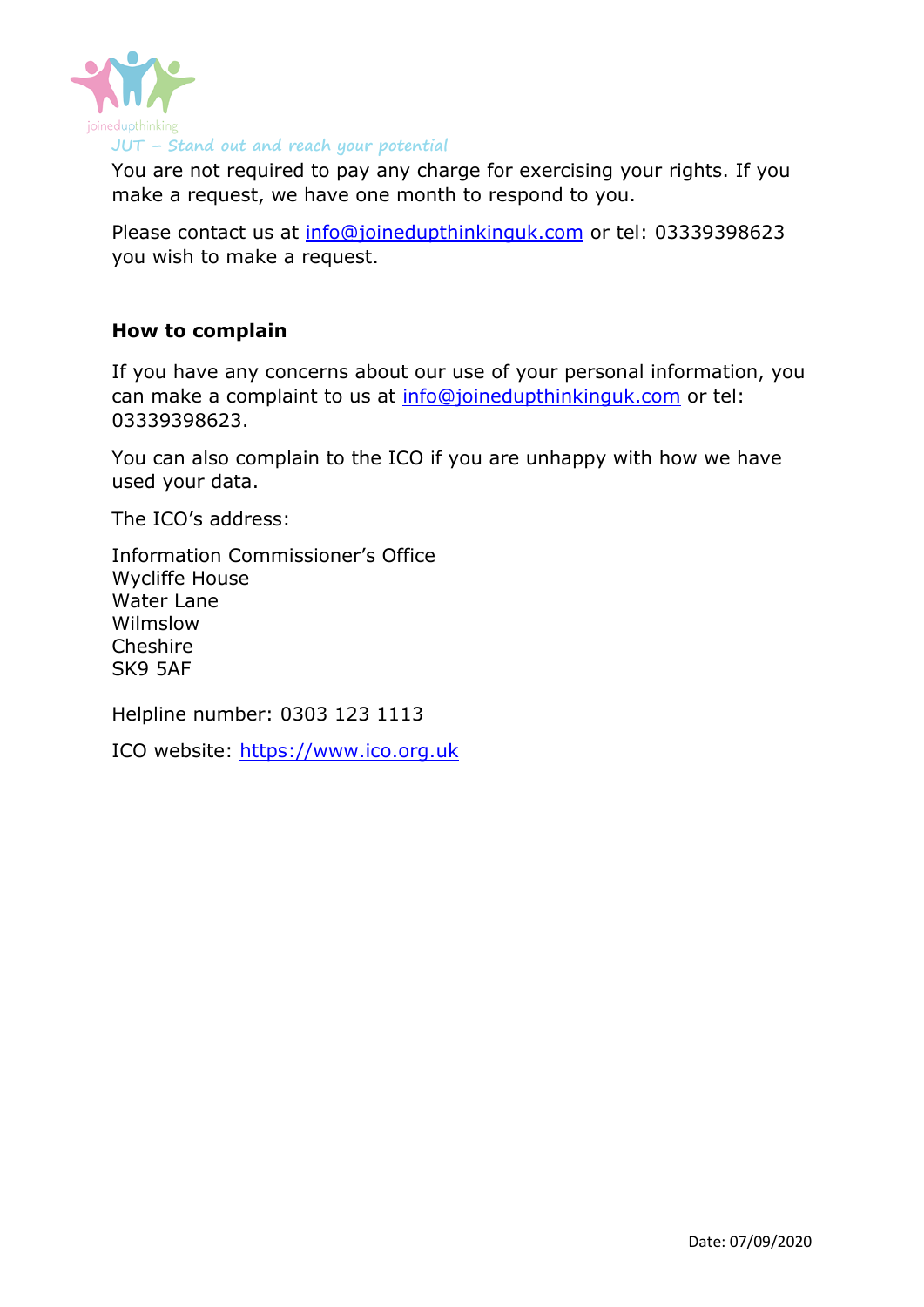You are not required to pay any charge for exercising your rights. If you make a request, we have one month to respond to you.

Please contact us at info@joinedupthinkinguk.com or tel: 03339398623 you wish to make a request.

### How to complain

If you have any concerns about our use of your personal information, you can make a complaint to us at info@joinedupthinkinguk.com or tel: 03339398623.

You can also complain to the ICO if you are unhappy with how we have used your data.

The ICO's address:

Information Commissioner's Office
Wycliffe House
Water Lane
Wilmslow
Cheshire
SK9 5AF

Helpline number: 0303 123 1113

ICO website: https://www.ico.org.uk

Date: 07/09/2020